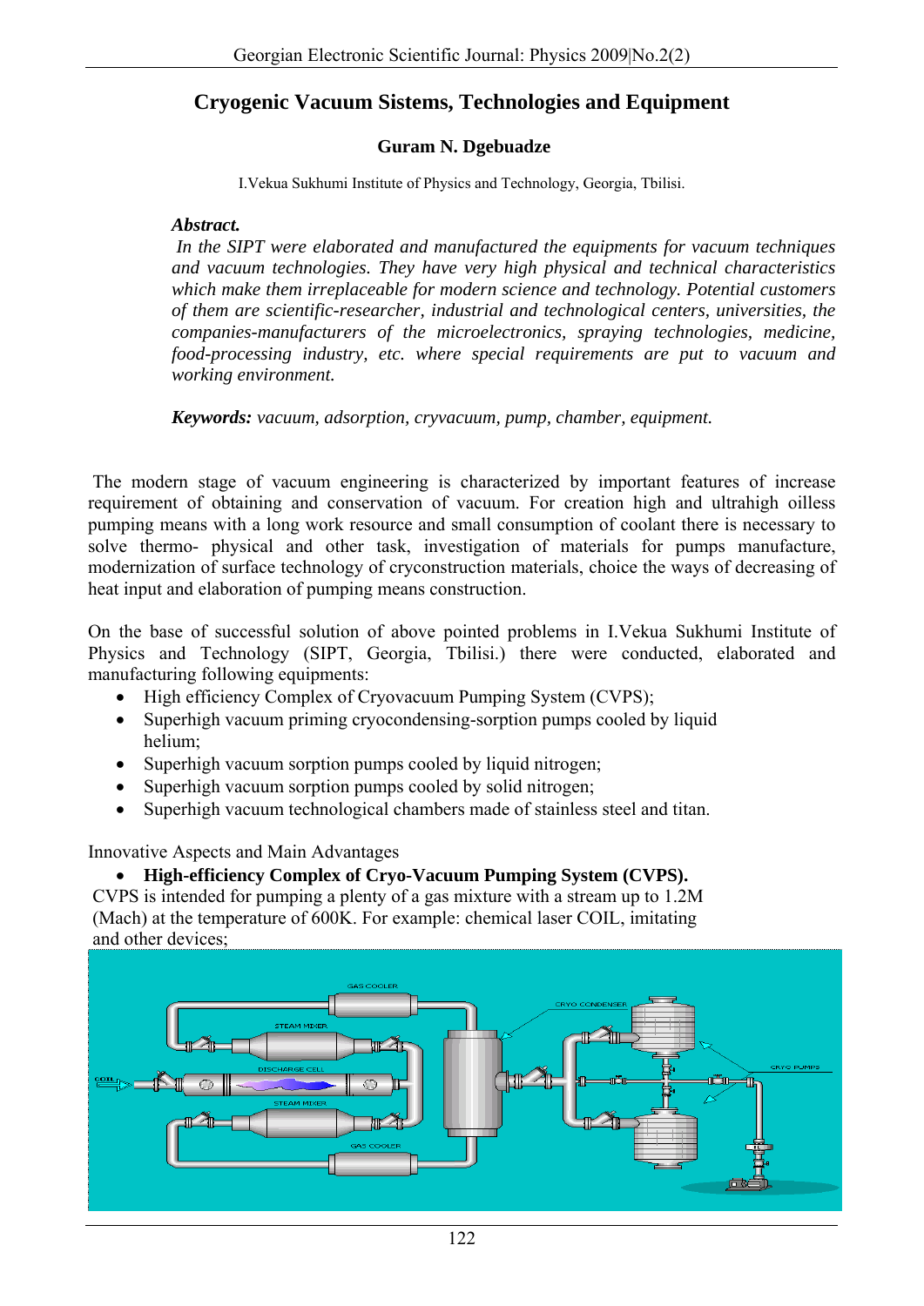# Cryogenic Vacuum Sistems, Technologies and Equipment

**Guram N. Dgebuadze**

I.Vekua Sukhumi Institute of Physics and Technology, Georgia, Tbilisi.

***Abstract.***
*In the SIPT were elaborated and manufactured the equipments for vacuum techniques and vacuum technologies. They have very high physical and technical characteristics which make them irreplaceable for modern science and technology. Potential customers of them are scientific-researcher, industrial and technological centers, universities, the companies-manufacturers of the microelectronics, spraying technologies, medicine, food-processing industry, etc. where special requirements are put to vacuum and working environment.*

***Keywords:*** *vacuum, adsorption, cryvacuum, pump, chamber, equipment.*

The modern stage of vacuum engineering is characterized by important features of increase requirement of obtaining and conservation of vacuum. For creation high and ultrahigh oilless pumping means with a long work resource and small consumption of coolant there is necessary to solve thermo- physical and other task, investigation of materials for pumps manufacture, modernization of surface technology of cryconstruction materials, choice the ways of decreasing of heat input and elaboration of pumping means construction.

On the base of successful solution of above pointed problems in I.Vekua Sukhumi Institute of Physics and Technology (SIPT, Georgia, Tbilisi.) there were conducted, elaborated and manufacturing following equipments:

- High efficiency Complex of Cryovacuum Pumping System (CVPS);
- Superhigh vacuum priming cryocondensing-sorption pumps cooled by liquid helium;
- Superhigh vacuum sorption pumps cooled by liquid nitrogen;
- Superhigh vacuum sorption pumps cooled by solid nitrogen;
- Superhigh vacuum technological chambers made of stainless steel and titan.

Innovative Aspects and Main Advantages

- **High-efficiency Complex of Cryo-Vacuum Pumping System (CVPS).**

CVPS is intended for pumping a plenty of a gas mixture with a stream up to 1.2M (Mach) at the temperature of 600K. For example: chemical laser COIL, imitating and other devices;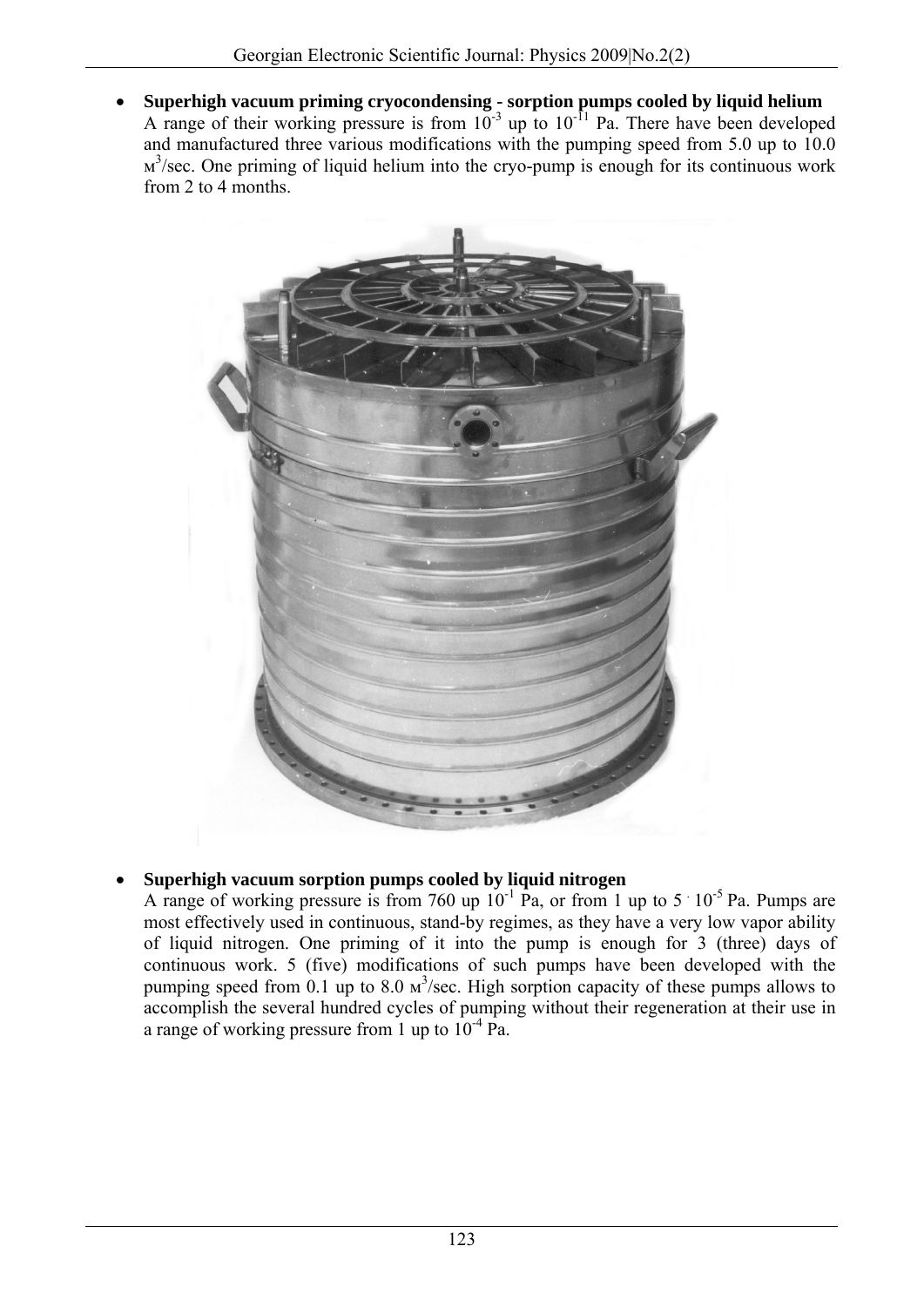- **Superhigh vacuum priming cryocondensing - sorption pumps cooled by liquid helium**
  A range of their working pressure is from $10^{-3}$ up to $10^{-11}$ Pa. There have been developed and manufactured three various modifications with the pumping speed from 5.0 up to 10.0 м$^3$/sec. One priming of liquid helium into the cryo-pump is enough for its continuous work from 2 to 4 months.

- **Superhigh vacuum sorption pumps cooled by liquid nitrogen**
  A range of working pressure is from 760 up $10^{-1}$ Pa, or from 1 up to $5 \cdot 10^{-5}$ Pa. Pumps are most effectively used in continuous, stand-by regimes, as they have a very low vapor ability of liquid nitrogen. One priming of it into the pump is enough for 3 (three) days of continuous work. 5 (five) modifications of such pumps have been developed with the pumping speed from 0.1 up to 8.0 м$^3$/sec. High sorption capacity of these pumps allows to accomplish the several hundred cycles of pumping without their regeneration at their use in a range of working pressure from 1 up to $10^{-4}$ Pa.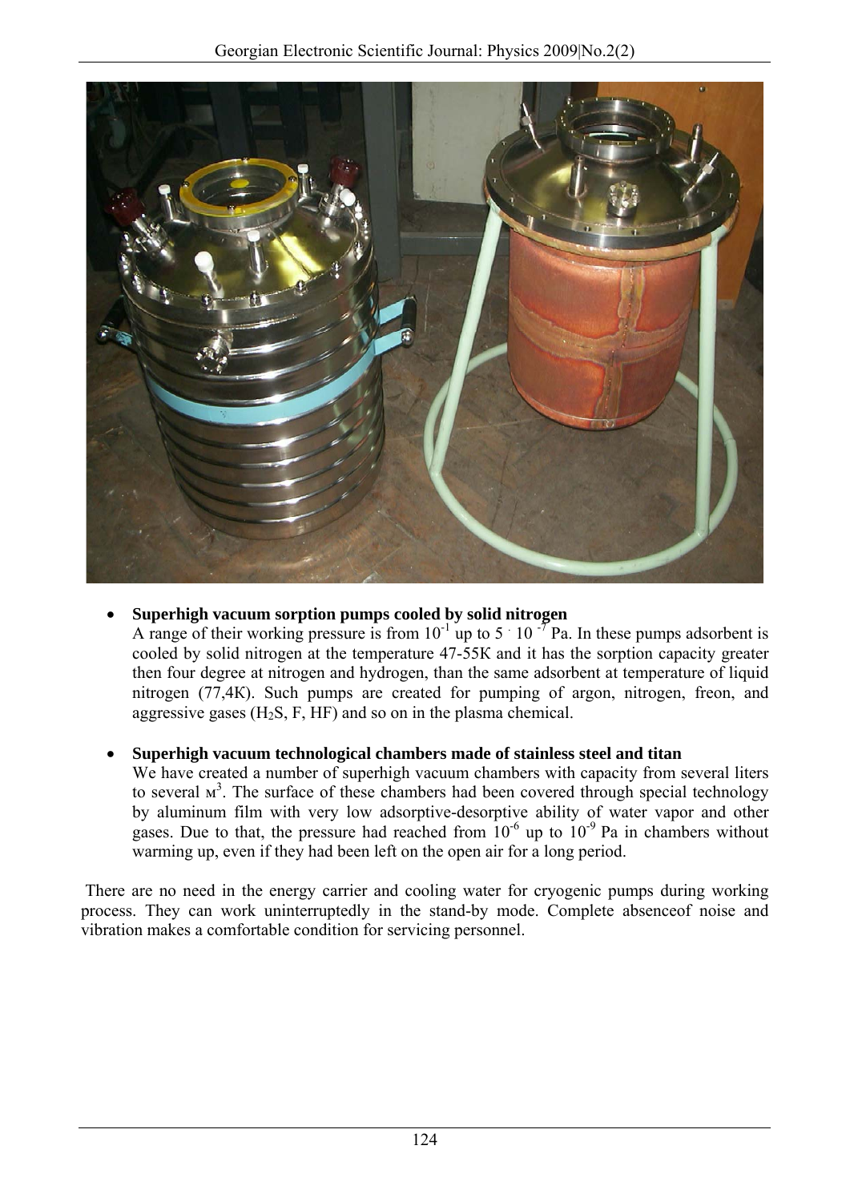- **Superhigh vacuum sorption pumps cooled by solid nitrogen**
  A range of their working pressure is from $10^{-1}$ up to $5 \cdot 10^{-7}$ Pa. In these pumps adsorbent is cooled by solid nitrogen at the temperature 47-55K and it has the sorption capacity greater then four degree at nitrogen and hydrogen, than the same adsorbent at temperature of liquid nitrogen (77,4K). Such pumps are created for pumping of argon, nitrogen, freon, and aggressive gases ($H_2S$, F, HF) and so on in the plasma chemical.

- **Superhigh vacuum technological chambers made of stainless steel and titan**
  We have created a number of superhigh vacuum chambers with capacity from several liters to several м$^3$. The surface of these chambers had been covered through special technology by aluminum film with very low adsorptive-desorptive ability of water vapor and other gases. Due to that, the pressure had reached from $10^{-6}$ up to $10^{-9}$ Pa in chambers without warming up, even if they had been left on the open air for a long period.

There are no need in the energy carrier and cooling water for cryogenic pumps during working process. They can work uninterruptedly in the stand-by mode. Complete absenceof noise and vibration makes a comfortable condition for servicing personnel.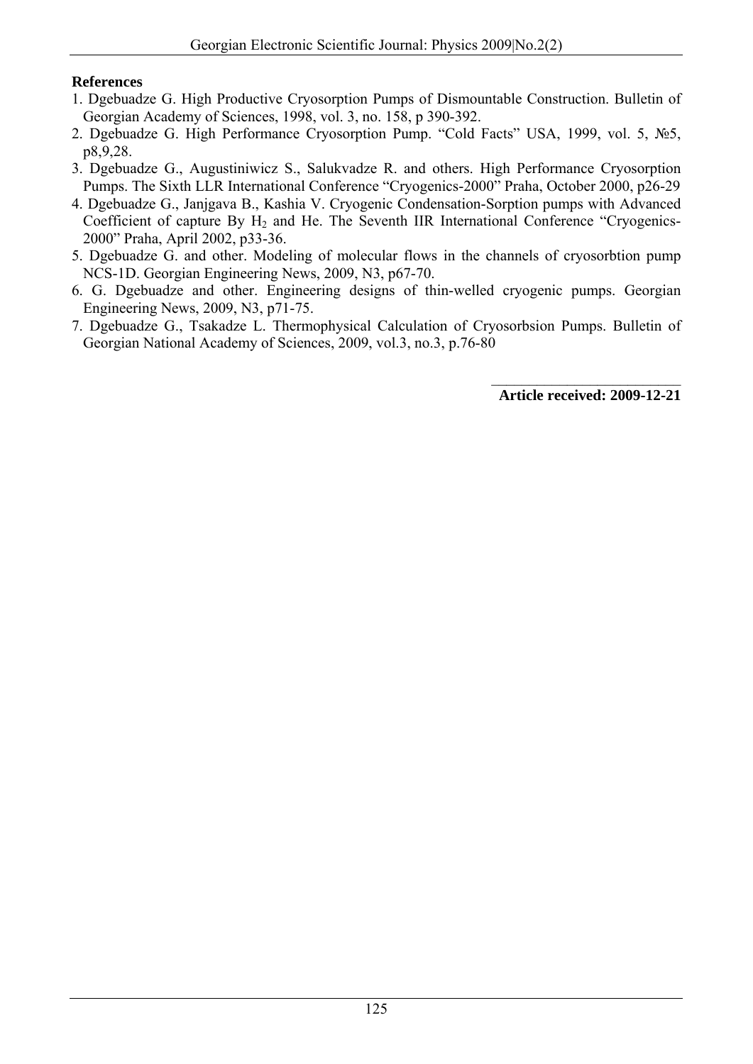**References**

1. Dgebuadze G. High Productive Cryosorption Pumps of Dismountable Construction. Bulletin of Georgian Academy of Sciences, 1998, vol. 3, no. 158, p 390-392.
2. Dgebuadze G. High Performance Cryosorption Pump. “Cold Facts” USA, 1999, vol. 5, №5, p8,9,28.
3. Dgebuadze G., Augustiniwicz S., Salukvadze R. and others. High Performance Cryosorption Pumps. The Sixth LLR International Conference “Cryogenics-2000” Praha, October 2000, p26-29
4. Dgebuadze G., Janjgava B., Kashia V. Cryogenic Condensation-Sorption pumps with Advanced Coefficient of capture By $H_2$ and He. The Seventh IIR International Conference “Cryogenics-2000” Praha, April 2002, p33-36.
5. Dgebuadze G. and other. Modeling of molecular flows in the channels of cryosorbtion pump NCS-1D. Georgian Engineering News, 2009, N3, p67-70.
6. G. Dgebuadze and other. Engineering designs of thin-welled cryogenic pumps. Georgian Engineering News, 2009, N3, p71-75.
7. Dgebuadze G., Tsakadze L. Thermophysical Calculation of Cryosorbsion Pumps. Bulletin of Georgian National Academy of Sciences, 2009, vol.3, no.3, p.76-80

**Article received: 2009-12-21**